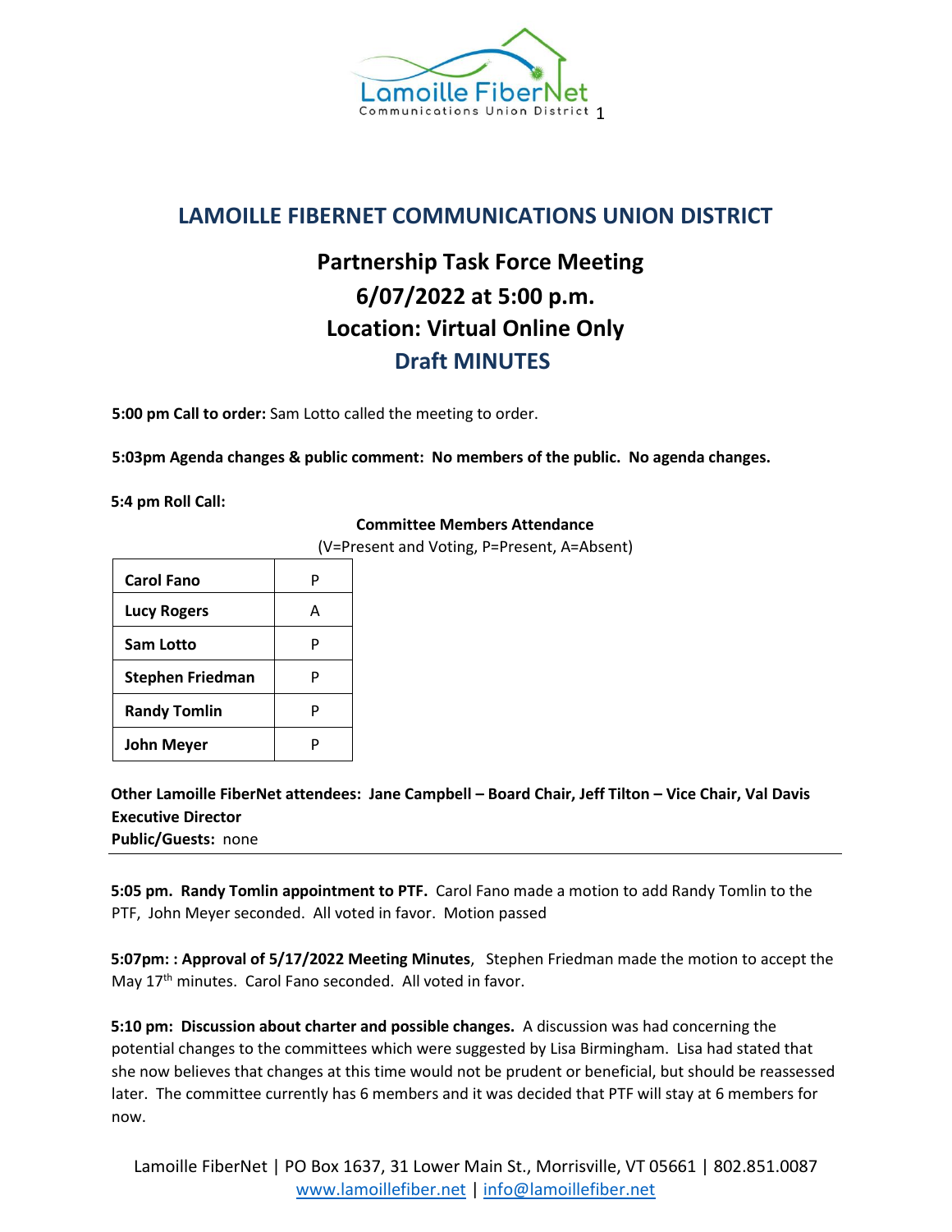# LAMOILLE FIBERNET COMMUNICATIONS UNION DISTRICT

## Partnership Task Force Meeting
## 6/07/2022 at 5:00 p.m.
## Location: Virtual Online Only
## Draft MINUTES

**5:00 pm Call to order:** Sam Lotto called the meeting to order.

**5:03pm Agenda changes & public comment: No members of the public. No agenda changes.**

**5:4 pm Roll Call:**

**Committee Members Attendance**

(V=Present and Voting, P=Present, A=Absent)

| | |
|---|---|
| **Carol Fano** | P |
| **Lucy Rogers** | A |
| **Sam Lotto** | P |
| **Stephen Friedman** | P |
| **Randy Tomlin** | P |
| **John Meyer** | P |

**Other Lamoille FiberNet attendees: Jane Campbell – Board Chair, Jeff Tilton – Vice Chair, Val Davis Executive Director**
**Public/Guests:** none

---

**5:05 pm. Randy Tomlin appointment to PTF.** Carol Fano made a motion to add Randy Tomlin to the PTF, John Meyer seconded. All voted in favor. Motion passed

**5:07pm: : Approval of 5/17/2022 Meeting Minutes**, Stephen Friedman made the motion to accept the May 17th minutes. Carol Fano seconded. All voted in favor.

**5:10 pm: Discussion about charter and possible changes.** A discussion was had concerning the potential changes to the committees which were suggested by Lisa Birmingham. Lisa had stated that she now believes that changes at this time would not be prudent or beneficial, but should be reassessed later. The committee currently has 6 members and it was decided that PTF will stay at 6 members for now.

Lamoille FiberNet | PO Box 1637, 31 Lower Main St., Morrisville, VT 05661 | 802.851.0087
www.lamoillefiber.net | info@lamoillefiber.net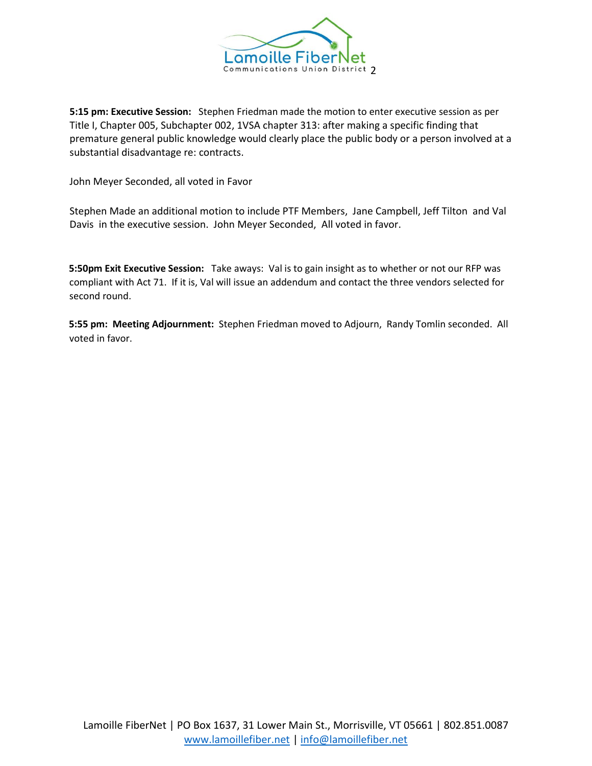**5:15 pm: Executive Session:** Stephen Friedman made the motion to enter executive session as per Title I, Chapter 005, Subchapter 002, 1VSA chapter 313: after making a specific finding that premature general public knowledge would clearly place the public body or a person involved at a substantial disadvantage re: contracts.

John Meyer Seconded, all voted in Favor

Stephen Made an additional motion to include PTF Members, Jane Campbell, Jeff Tilton and Val Davis in the executive session. John Meyer Seconded, All voted in favor.

**5:50pm Exit Executive Session:** Take aways: Val is to gain insight as to whether or not our RFP was compliant with Act 71. If it is, Val will issue an addendum and contact the three vendors selected for second round.

**5:55 pm: Meeting Adjournment:** Stephen Friedman moved to Adjourn, Randy Tomlin seconded. All voted in favor.

Lamoille FiberNet | PO Box 1637, 31 Lower Main St., Morrisville, VT 05661 | 802.851.0087
www.lamoillefiber.net | info@lamoillefiber.net